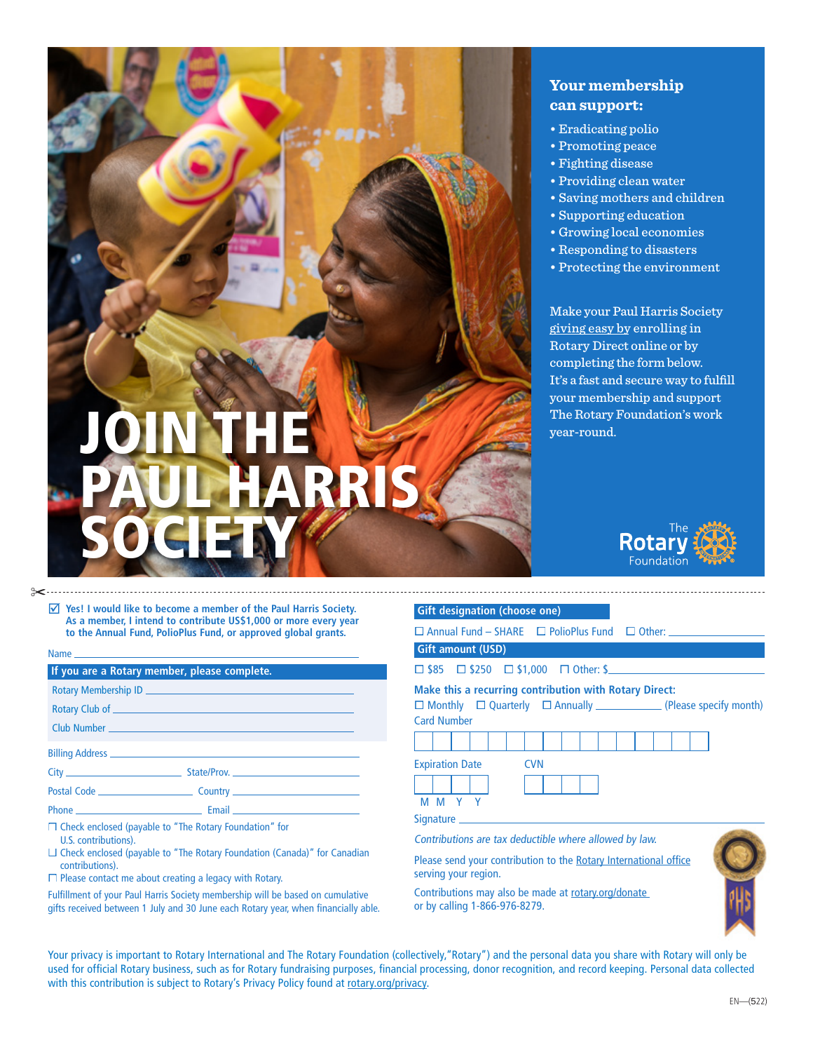# JOIN THE PAUL HARRIS SOCIETY

## Your membership can support:

- Eradicating polio
- Promoting peace
- Fighting disease
- Providing clean water
- Saving mothers and children
- Supporting education
- Growing local economies
- Responding to disasters
- Protecting the environment

Make your Paul Harris Society giving easy by enrolling in Rotary Direct online or by completing the form below. It's a fast and secure way to fulfill your membership and support The Rotary Foundation's work year-round.

The Rotary Foundation

---

☑ **Yes! I would like to become a member of the Paul Harris Society. As a member, I intend to contribute US$1,000 or more every year to the Annual Fund, PolioPlus Fund, or approved global grants.**

Name ______________________

**If you are a Rotary member, please complete.**

Rotary Membership ID ______________________

Rotary Club of ______________________

Club Number ______________________

Billing Address ______________________

City ____________ State/Prov. ____________

Postal Code ____________ Country ____________

Phone ____________ Email ____________

☐ Check enclosed (payable to "The Rotary Foundation" for U.S. contributions).

☐ Check enclosed (payable to "The Rotary Foundation (Canada)" for Canadian contributions).

☐ Please contact me about creating a legacy with Rotary.

Fulfillment of your Paul Harris Society membership will be based on cumulative gifts received between 1 July and 30 June each Rotary year, when financially able.

**Gift designation (choose one)**

☐ Annual Fund – SHARE ☐ PolioPlus Fund ☐ Other: ____________

**Gift amount (USD)**

☐ $85 ☐ $250 ☐ $1,000 ☐ Other: $____________

**Make this a recurring contribution with Rotary Direct:**

☐ Monthly ☐ Quarterly ☐ Annually ____________ (Please specify month)

Card Number

Expiration Date (M M Y Y) CVN

Signature ______________________

*Contributions are tax deductible where allowed by law.*

Please send your contribution to the Rotary International office serving your region.

Contributions may also be made at rotary.org/donate or by calling 1-866-976-8279.

Your privacy is important to Rotary International and The Rotary Foundation (collectively,"Rotary") and the personal data you share with Rotary will only be used for official Rotary business, such as for Rotary fundraising purposes, financial processing, donor recognition, and record keeping. Personal data collected with this contribution is subject to Rotary's Privacy Policy found at rotary.org/privacy.

EN—(522)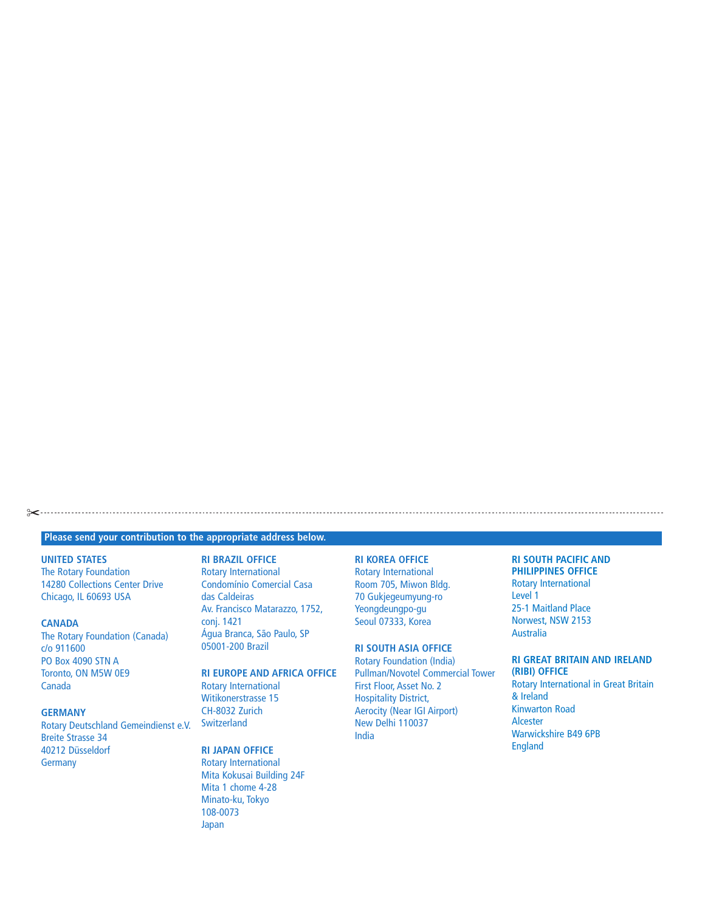**Please send your contribution to the appropriate address below.**

**UNITED STATES**
The Rotary Foundation
14280 Collections Center Drive
Chicago, IL 60693 USA

**CANADA**
The Rotary Foundation (Canada)
c/o 911600
PO Box 4090 STN A
Toronto, ON M5W 0E9
Canada

**GERMANY**
Rotary Deutschland Gemeindienst e.V.
Breite Strasse 34
40212 Düsseldorf
Germany

**RI BRAZIL OFFICE**
Rotary International
Condomínio Comercial Casa das Caldeiras
Av. Francisco Matarazzo, 1752, conj. 1421
Água Branca, São Paulo, SP
05001-200 Brazil

**RI EUROPE AND AFRICA OFFICE**
Rotary International
Witikonerstrasse 15
CH-8032 Zurich
Switzerland

**RI JAPAN OFFICE**
Rotary International
Mita Kokusai Building 24F
Mita 1 chome 4-28
Minato-ku, Tokyo
108-0073
Japan

**RI KOREA OFFICE**
Rotary International
Room 705, Miwon Bldg.
70 Gukjegeumyung-ro
Yeongdeungpo-gu
Seoul 07333, Korea

**RI SOUTH ASIA OFFICE**
Rotary Foundation (India)
Pullman/Novotel Commercial Tower
First Floor, Asset No. 2
Hospitality District,
Aerocity (Near IGI Airport)
New Delhi 110037
India

**RI SOUTH PACIFIC AND PHILIPPINES OFFICE**
Rotary International
Level 1
25-1 Maitland Place
Norwest, NSW 2153
Australia

**RI GREAT BRITAIN AND IRELAND (RIBI) OFFICE**
Rotary International in Great Britain & Ireland
Kinwarton Road
Alcester
Warwickshire B49 6PB
England